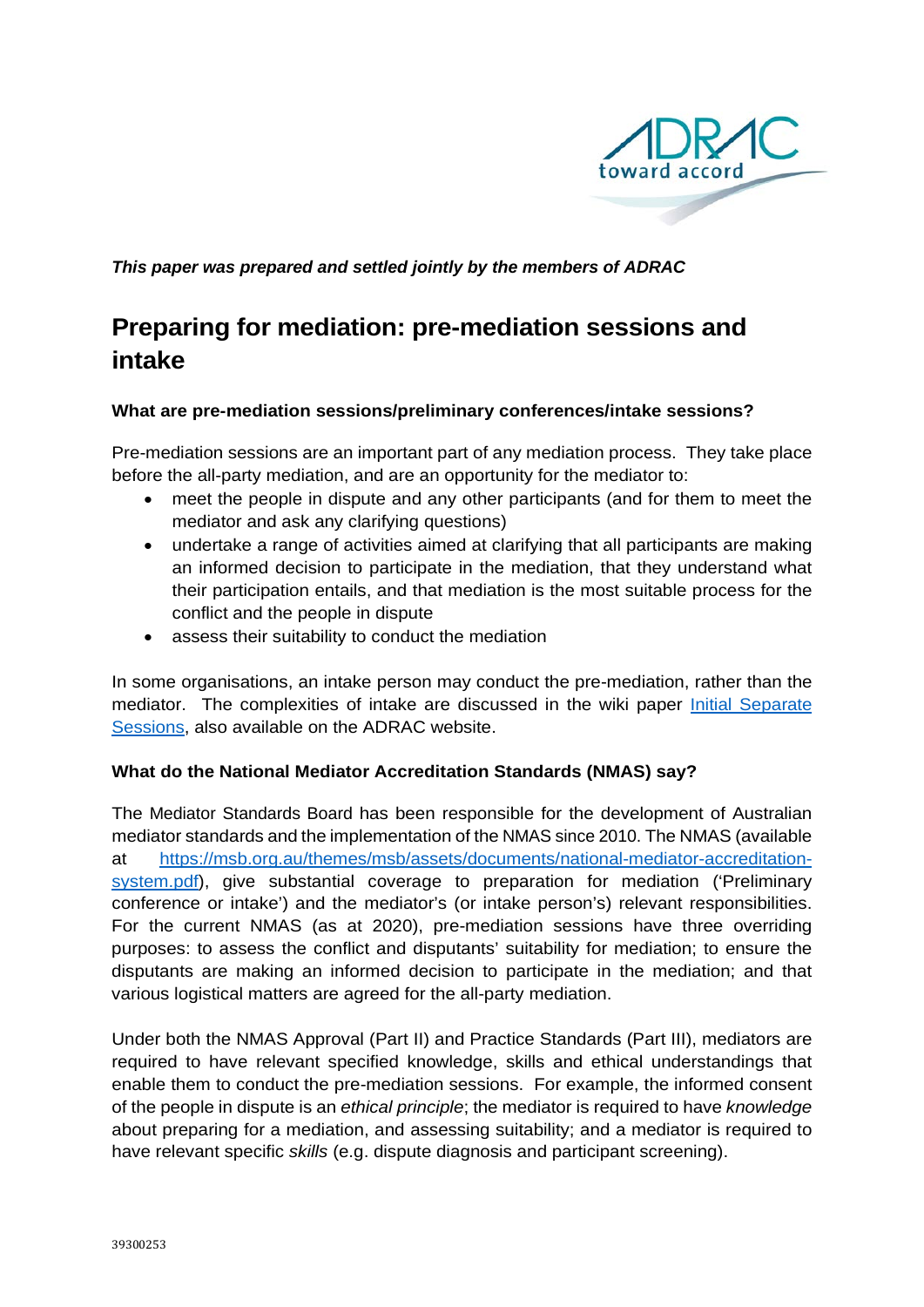*This paper was prepared and settled jointly by the members of ADRAC*

# Preparing for mediation: pre-mediation sessions and intake

**What are pre-mediation sessions/preliminary conferences/intake sessions?**

Pre-mediation sessions are an important part of any mediation process. They take place before the all-party mediation, and are an opportunity for the mediator to:

- meet the people in dispute and any other participants (and for them to meet the mediator and ask any clarifying questions)
- undertake a range of activities aimed at clarifying that all participants are making an informed decision to participate in the mediation, that they understand what their participation entails, and that mediation is the most suitable process for the conflict and the people in dispute
- assess their suitability to conduct the mediation

In some organisations, an intake person may conduct the pre-mediation, rather than the mediator. The complexities of intake are discussed in the wiki paper [Initial Separate Sessions](), also available on the ADRAC website.

**What do the National Mediator Accreditation Standards (NMAS) say?**

The Mediator Standards Board has been responsible for the development of Australian mediator standards and the implementation of the NMAS since 2010. The NMAS (available at [https://msb.org.au/themes/msb/assets/documents/national-mediator-accreditation-system.pdf](https://msb.org.au/themes/msb/assets/documents/national-mediator-accreditation-system.pdf)), give substantial coverage to preparation for mediation ('Preliminary conference or intake') and the mediator's (or intake person's) relevant responsibilities. For the current NMAS (as at 2020), pre-mediation sessions have three overriding purposes: to assess the conflict and disputants' suitability for mediation; to ensure the disputants are making an informed decision to participate in the mediation; and that various logistical matters are agreed for the all-party mediation.

Under both the NMAS Approval (Part II) and Practice Standards (Part III), mediators are required to have relevant specified knowledge, skills and ethical understandings that enable them to conduct the pre-mediation sessions. For example, the informed consent of the people in dispute is an *ethical principle*; the mediator is required to have *knowledge* about preparing for a mediation, and assessing suitability; and a mediator is required to have relevant specific *skills* (e.g. dispute diagnosis and participant screening).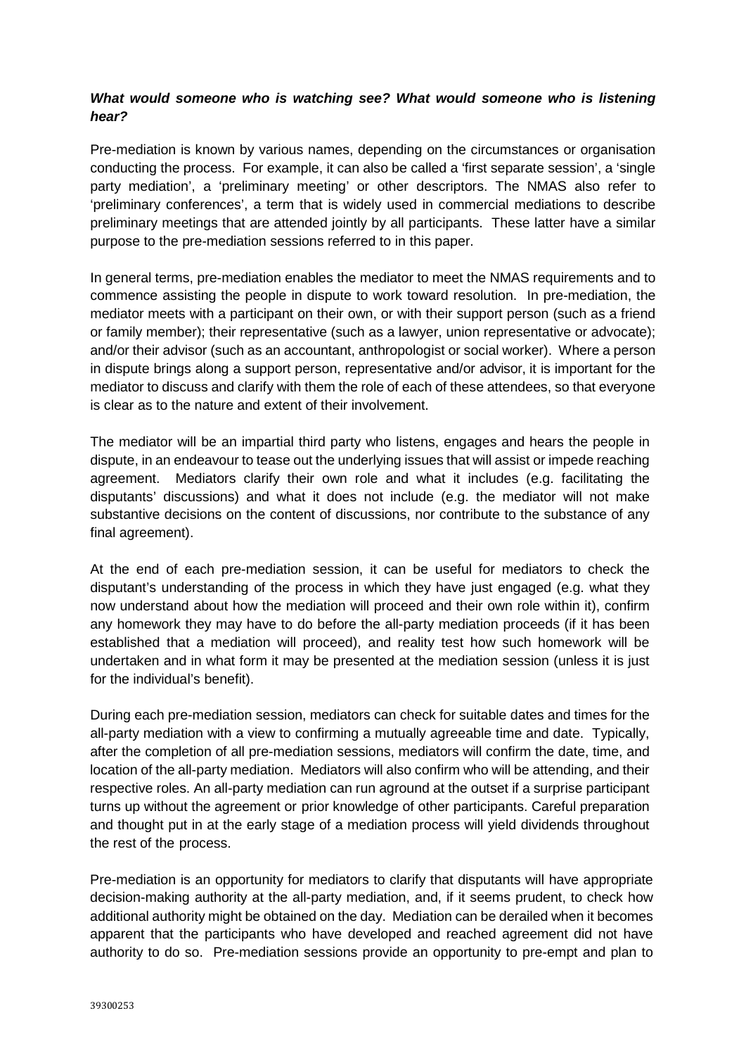***What would someone who is watching see? What would someone who is listening hear?***

Pre-mediation is known by various names, depending on the circumstances or organisation conducting the process. For example, it can also be called a 'first separate session', a 'single party mediation', a 'preliminary meeting' or other descriptors. The NMAS also refer to 'preliminary conferences', a term that is widely used in commercial mediations to describe preliminary meetings that are attended jointly by all participants. These latter have a similar purpose to the pre-mediation sessions referred to in this paper.

In general terms, pre-mediation enables the mediator to meet the NMAS requirements and to commence assisting the people in dispute to work toward resolution. In pre-mediation, the mediator meets with a participant on their own, or with their support person (such as a friend or family member); their representative (such as a lawyer, union representative or advocate); and/or their advisor (such as an accountant, anthropologist or social worker). Where a person in dispute brings along a support person, representative and/or advisor, it is important for the mediator to discuss and clarify with them the role of each of these attendees, so that everyone is clear as to the nature and extent of their involvement.

The mediator will be an impartial third party who listens, engages and hears the people in dispute, in an endeavour to tease out the underlying issues that will assist or impede reaching agreement. Mediators clarify their own role and what it includes (e.g. facilitating the disputants' discussions) and what it does not include (e.g. the mediator will not make substantive decisions on the content of discussions, nor contribute to the substance of any final agreement).

At the end of each pre-mediation session, it can be useful for mediators to check the disputant's understanding of the process in which they have just engaged (e.g. what they now understand about how the mediation will proceed and their own role within it), confirm any homework they may have to do before the all-party mediation proceeds (if it has been established that a mediation will proceed), and reality test how such homework will be undertaken and in what form it may be presented at the mediation session (unless it is just for the individual's benefit).

During each pre-mediation session, mediators can check for suitable dates and times for the all-party mediation with a view to confirming a mutually agreeable time and date. Typically, after the completion of all pre-mediation sessions, mediators will confirm the date, time, and location of the all-party mediation. Mediators will also confirm who will be attending, and their respective roles. An all-party mediation can run aground at the outset if a surprise participant turns up without the agreement or prior knowledge of other participants. Careful preparation and thought put in at the early stage of a mediation process will yield dividends throughout the rest of the process.

Pre-mediation is an opportunity for mediators to clarify that disputants will have appropriate decision-making authority at the all-party mediation, and, if it seems prudent, to check how additional authority might be obtained on the day. Mediation can be derailed when it becomes apparent that the participants who have developed and reached agreement did not have authority to do so. Pre-mediation sessions provide an opportunity to pre-empt and plan to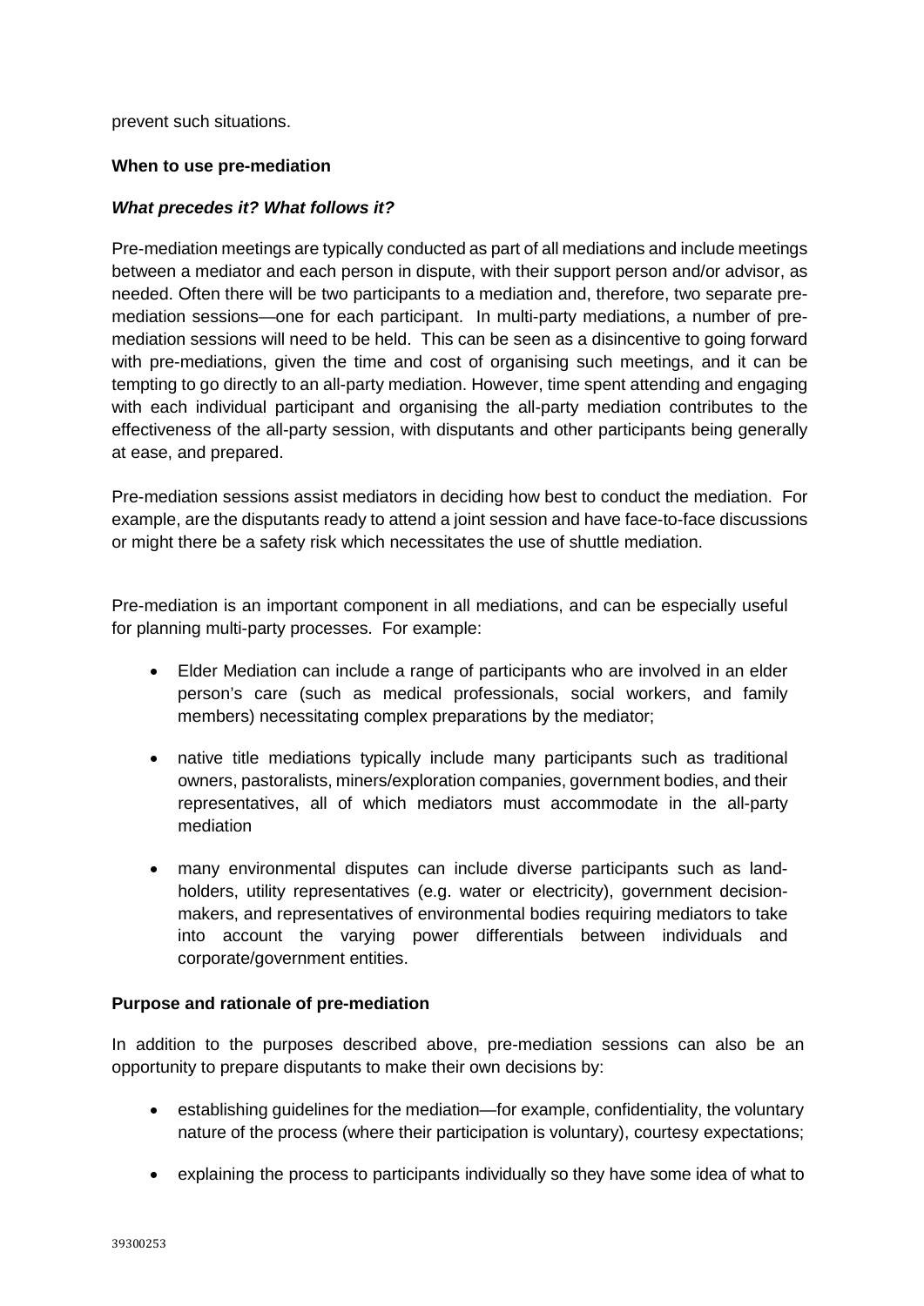prevent such situations.

**When to use pre-mediation**

***What precedes it? What follows it?***

Pre-mediation meetings are typically conducted as part of all mediations and include meetings between a mediator and each person in dispute, with their support person and/or advisor, as needed. Often there will be two participants to a mediation and, therefore, two separate pre-mediation sessions—one for each participant. In multi-party mediations, a number of pre-mediation sessions will need to be held. This can be seen as a disincentive to going forward with pre-mediations, given the time and cost of organising such meetings, and it can be tempting to go directly to an all-party mediation. However, time spent attending and engaging with each individual participant and organising the all-party mediation contributes to the effectiveness of the all-party session, with disputants and other participants being generally at ease, and prepared.

Pre-mediation sessions assist mediators in deciding how best to conduct the mediation. For example, are the disputants ready to attend a joint session and have face-to-face discussions or might there be a safety risk which necessitates the use of shuttle mediation.

Pre-mediation is an important component in all mediations, and can be especially useful for planning multi-party processes. For example:

- Elder Mediation can include a range of participants who are involved in an elder person's care (such as medical professionals, social workers, and family members) necessitating complex preparations by the mediator;

- native title mediations typically include many participants such as traditional owners, pastoralists, miners/exploration companies, government bodies, and their representatives, all of which mediators must accommodate in the all-party mediation

- many environmental disputes can include diverse participants such as land-holders, utility representatives (e.g. water or electricity), government decision-makers, and representatives of environmental bodies requiring mediators to take into account the varying power differentials between individuals and corporate/government entities.

**Purpose and rationale of pre-mediation**

In addition to the purposes described above, pre-mediation sessions can also be an opportunity to prepare disputants to make their own decisions by:

- establishing guidelines for the mediation—for example, confidentiality, the voluntary nature of the process (where their participation is voluntary), courtesy expectations;

- explaining the process to participants individually so they have some idea of what to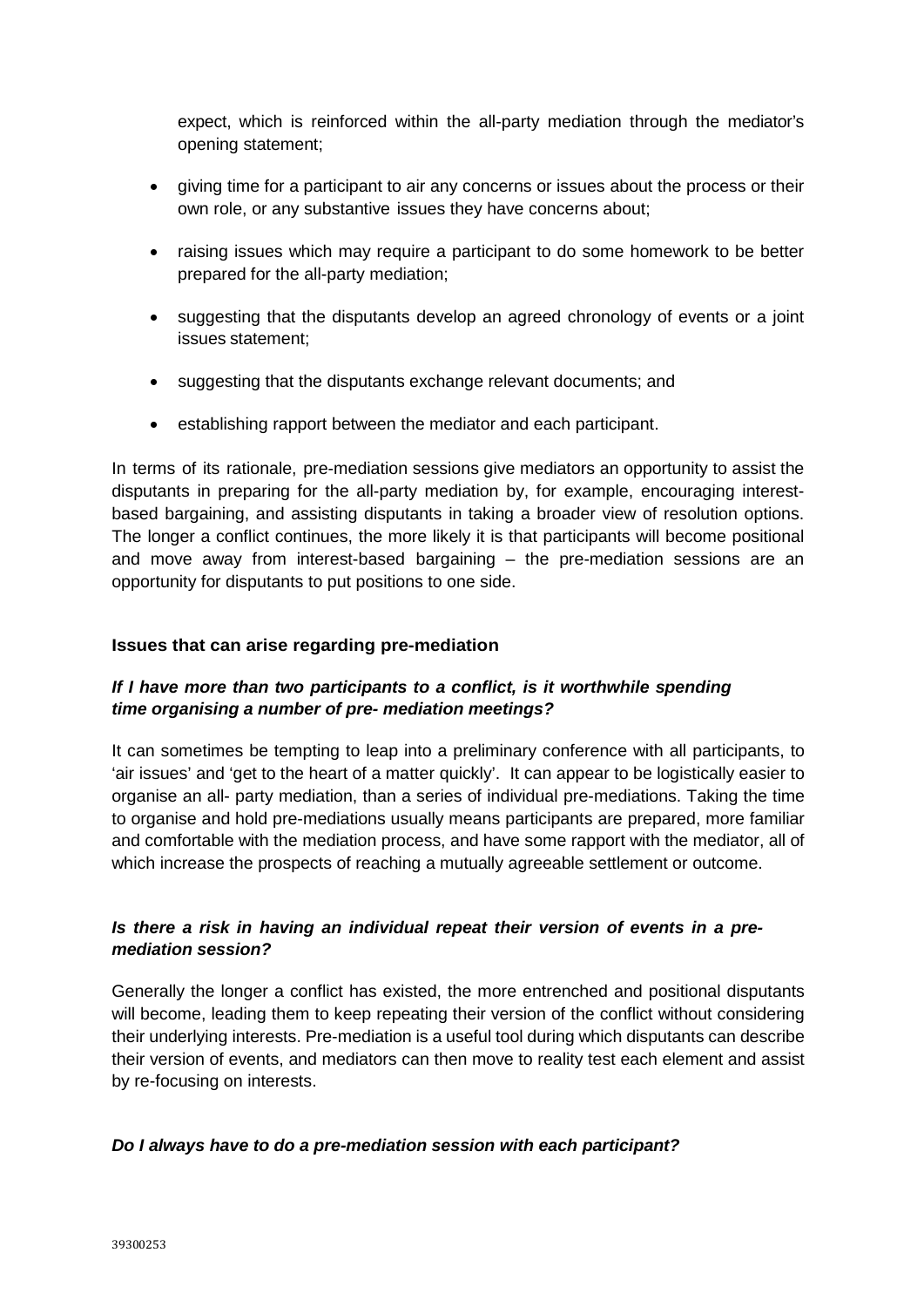expect, which is reinforced within the all-party mediation through the mediator's opening statement;

- giving time for a participant to air any concerns or issues about the process or their own role, or any substantive issues they have concerns about;
- raising issues which may require a participant to do some homework to be better prepared for the all-party mediation;
- suggesting that the disputants develop an agreed chronology of events or a joint issues statement;
- suggesting that the disputants exchange relevant documents; and
- establishing rapport between the mediator and each participant.

In terms of its rationale, pre-mediation sessions give mediators an opportunity to assist the disputants in preparing for the all-party mediation by, for example, encouraging interest-based bargaining, and assisting disputants in taking a broader view of resolution options. The longer a conflict continues, the more likely it is that participants will become positional and move away from interest-based bargaining – the pre-mediation sessions are an opportunity for disputants to put positions to one side.

### Issues that can arise regarding pre-mediation

#### *If I have more than two participants to a conflict, is it worthwhile spending time organising a number of pre- mediation meetings?*

It can sometimes be tempting to leap into a preliminary conference with all participants, to 'air issues' and 'get to the heart of a matter quickly'. It can appear to be logistically easier to organise an all- party mediation, than a series of individual pre-mediations. Taking the time to organise and hold pre-mediations usually means participants are prepared, more familiar and comfortable with the mediation process, and have some rapport with the mediator, all of which increase the prospects of reaching a mutually agreeable settlement or outcome.

#### *Is there a risk in having an individual repeat their version of events in a pre-mediation session?*

Generally the longer a conflict has existed, the more entrenched and positional disputants will become, leading them to keep repeating their version of the conflict without considering their underlying interests. Pre-mediation is a useful tool during which disputants can describe their version of events, and mediators can then move to reality test each element and assist by re-focusing on interests.

#### *Do I always have to do a pre-mediation session with each participant?*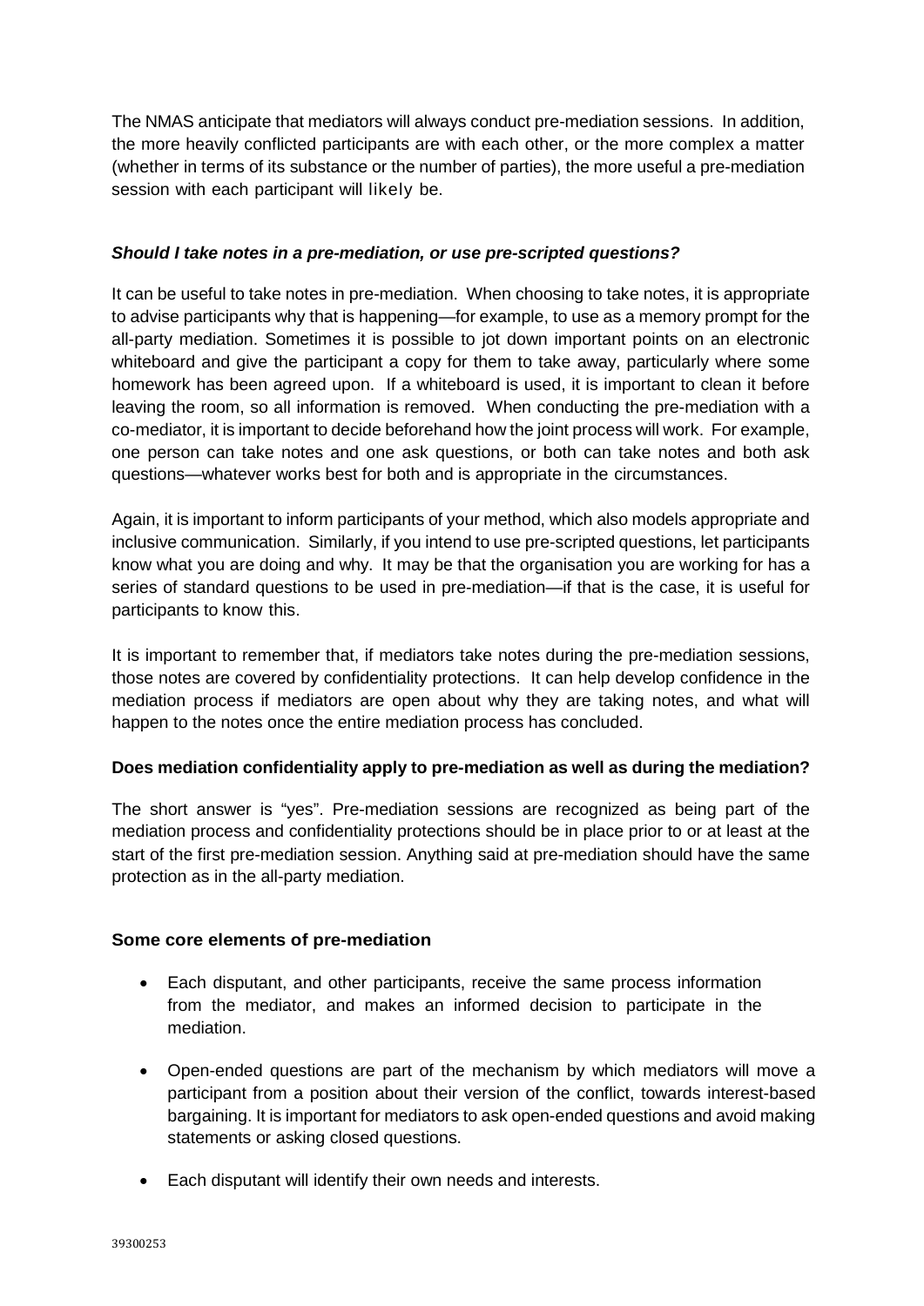The NMAS anticipate that mediators will always conduct pre-mediation sessions. In addition, the more heavily conflicted participants are with each other, or the more complex a matter (whether in terms of its substance or the number of parties), the more useful a pre-mediation session with each participant will likely be.

### *Should I take notes in a pre-mediation, or use pre-scripted questions?*

It can be useful to take notes in pre-mediation. When choosing to take notes, it is appropriate to advise participants why that is happening—for example, to use as a memory prompt for the all-party mediation. Sometimes it is possible to jot down important points on an electronic whiteboard and give the participant a copy for them to take away, particularly where some homework has been agreed upon. If a whiteboard is used, it is important to clean it before leaving the room, so all information is removed. When conducting the pre-mediation with a co-mediator, it is important to decide beforehand how the joint process will work. For example, one person can take notes and one ask questions, or both can take notes and both ask questions—whatever works best for both and is appropriate in the circumstances.

Again, it is important to inform participants of your method, which also models appropriate and inclusive communication. Similarly, if you intend to use pre-scripted questions, let participants know what you are doing and why. It may be that the organisation you are working for has a series of standard questions to be used in pre-mediation—if that is the case, it is useful for participants to know this.

It is important to remember that, if mediators take notes during the pre-mediation sessions, those notes are covered by confidentiality protections. It can help develop confidence in the mediation process if mediators are open about why they are taking notes, and what will happen to the notes once the entire mediation process has concluded.

### Does mediation confidentiality apply to pre-mediation as well as during the mediation?

The short answer is "yes". Pre-mediation sessions are recognized as being part of the mediation process and confidentiality protections should be in place prior to or at least at the start of the first pre-mediation session. Anything said at pre-mediation should have the same protection as in the all-party mediation.

### Some core elements of pre-mediation

- Each disputant, and other participants, receive the same process information from the mediator, and makes an informed decision to participate in the mediation.
- Open-ended questions are part of the mechanism by which mediators will move a participant from a position about their version of the conflict, towards interest-based bargaining. It is important for mediators to ask open-ended questions and avoid making statements or asking closed questions.
- Each disputant will identify their own needs and interests.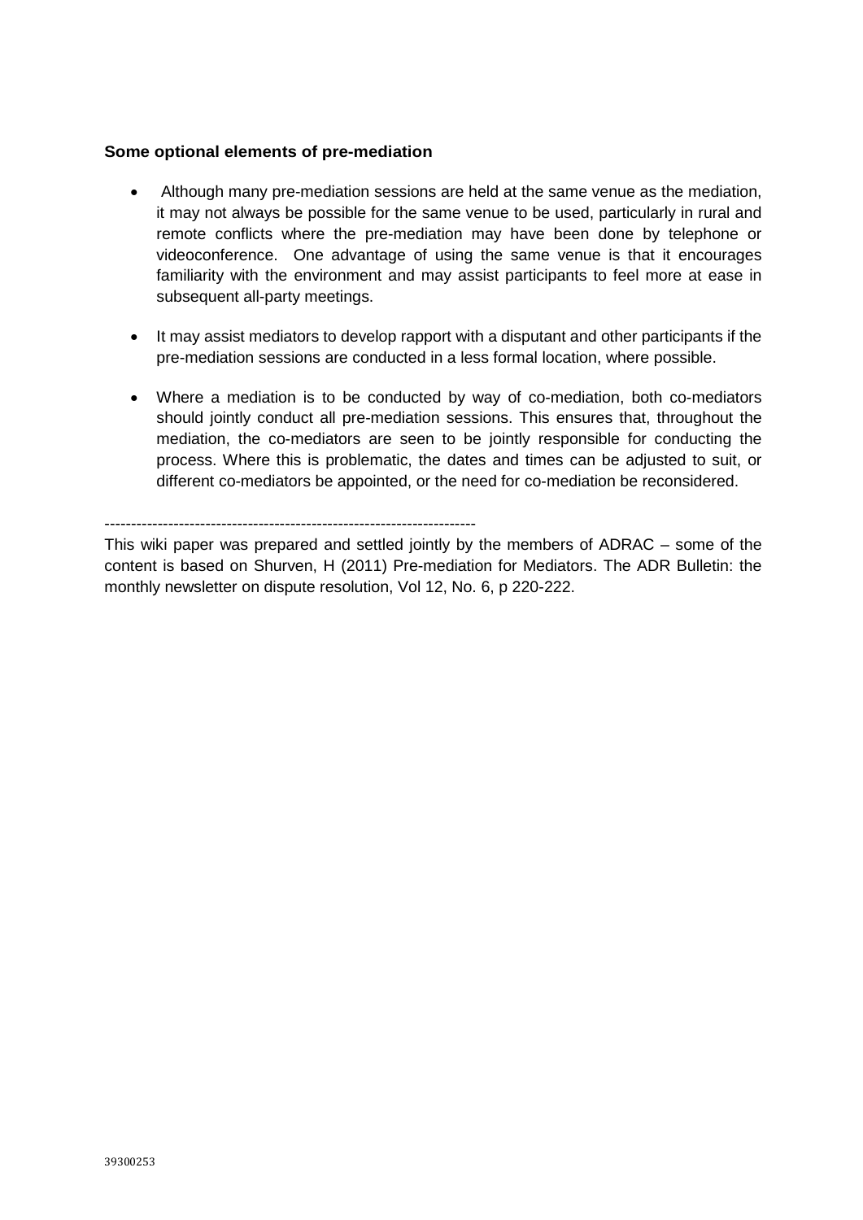**Some optional elements of pre-mediation**

- Although many pre-mediation sessions are held at the same venue as the mediation, it may not always be possible for the same venue to be used, particularly in rural and remote conflicts where the pre-mediation may have been done by telephone or videoconference. One advantage of using the same venue is that it encourages familiarity with the environment and may assist participants to feel more at ease in subsequent all-party meetings.

- It may assist mediators to develop rapport with a disputant and other participants if the pre-mediation sessions are conducted in a less formal location, where possible.

- Where a mediation is to be conducted by way of co-mediation, both co-mediators should jointly conduct all pre-mediation sessions. This ensures that, throughout the mediation, the co-mediators are seen to be jointly responsible for conducting the process. Where this is problematic, the dates and times can be adjusted to suit, or different co-mediators be appointed, or the need for co-mediation be reconsidered.

----------------------------------------------------------------------

This wiki paper was prepared and settled jointly by the members of ADRAC – some of the content is based on Shurven, H (2011) Pre-mediation for Mediators. The ADR Bulletin: the monthly newsletter on dispute resolution, Vol 12, No. 6, p 220-222.

39300253